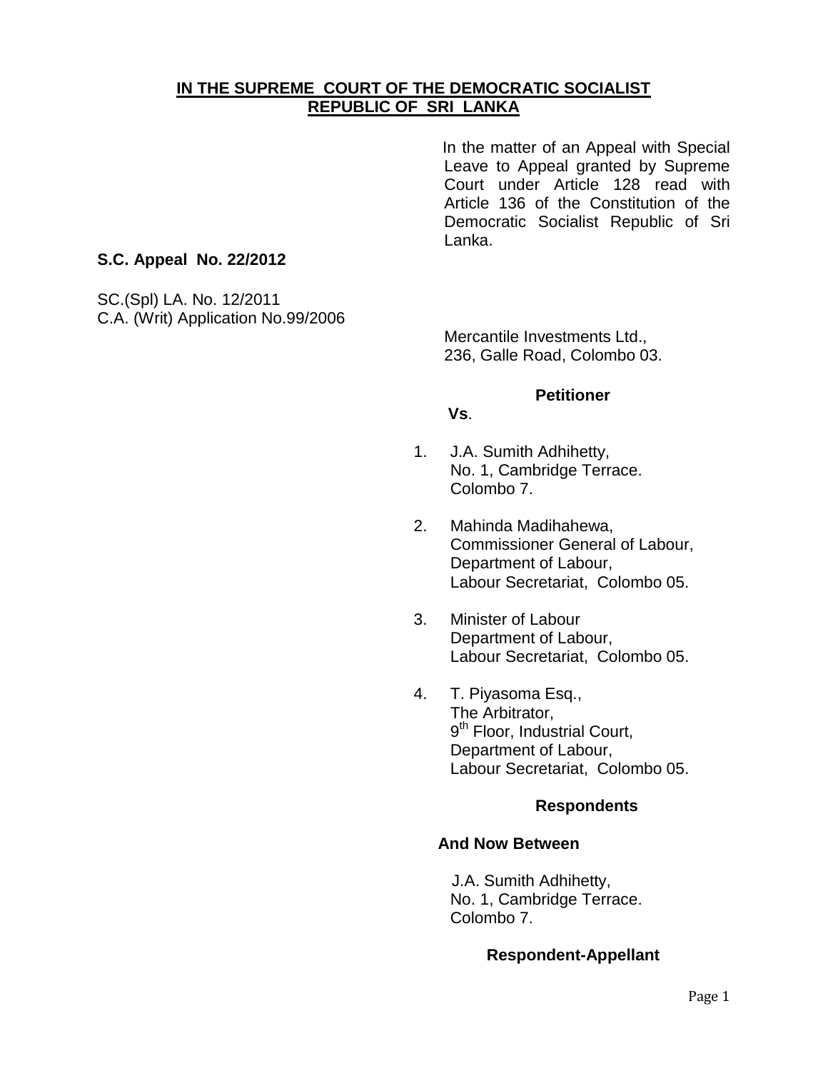**IN THE SUPREME COURT OF THE DEMOCRATIC SOCIALIST REPUBLIC OF SRI LANKA**

In the matter of an Appeal with Special Leave to Appeal granted by Supreme Court under Article 128 read with Article 136 of the Constitution of the Democratic Socialist Republic of Sri Lanka.

**S.C. Appeal No. 22/2012**

SC.(Spl) LA. No. 12/2011
C.A. (Writ) Application No.99/2006

Mercantile Investments Ltd.,
236, Galle Road, Colombo 03.

**Petitioner**

**Vs**.

1. J.A. Sumith Adhihetty,
   No. 1, Cambridge Terrace.
   Colombo 7.

2. Mahinda Madihahewa,
   Commissioner General of Labour,
   Department of Labour,
   Labour Secretariat, Colombo 05.

3. Minister of Labour
   Department of Labour,
   Labour Secretariat, Colombo 05.

4. T. Piyasoma Esq.,
   The Arbitrator,
   9th Floor, Industrial Court,
   Department of Labour,
   Labour Secretariat, Colombo 05.

**Respondents**

**And Now Between**

J.A. Sumith Adhihetty,
No. 1, Cambridge Terrace.
Colombo 7.

**Respondent-Appellant**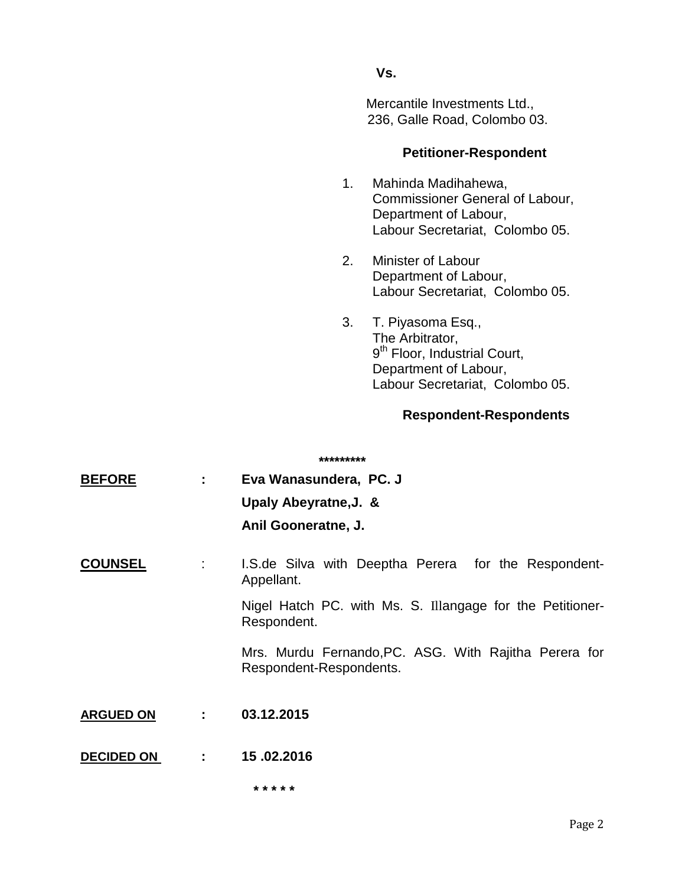**Vs.**

Mercantile Investments Ltd.,
236, Galle Road, Colombo 03.

**Petitioner-Respondent**

1. Mahinda Madihahewa,
   Commissioner General of Labour,
   Department of Labour,
   Labour Secretariat, Colombo 05.

2. Minister of Labour
   Department of Labour,
   Labour Secretariat, Colombo 05.

3. T. Piyasoma Esq.,
   The Arbitrator,
   9th Floor, Industrial Court,
   Department of Labour,
   Labour Secretariat, Colombo 05.

**Respondent-Respondents**

**\*\*\*\*\*\*\*\*\***

**BEFORE** : **Eva Wanasundera, PC. J**
**Upaly Abeyratne,J. &**
**Anil Gooneratne, J.**

**COUNSEL** : I.S.de Silva with Deeptha Perera for the Respondent-Appellant.

Nigel Hatch PC. with Ms. S. Illangage for the Petitioner-Respondent.

Mrs. Murdu Fernando,PC. ASG. With Rajitha Perera for Respondent-Respondents.

**ARGUED ON** : **03.12.2015**

**DECIDED ON** : **15 .02.2016**

**\* \* \* \* \***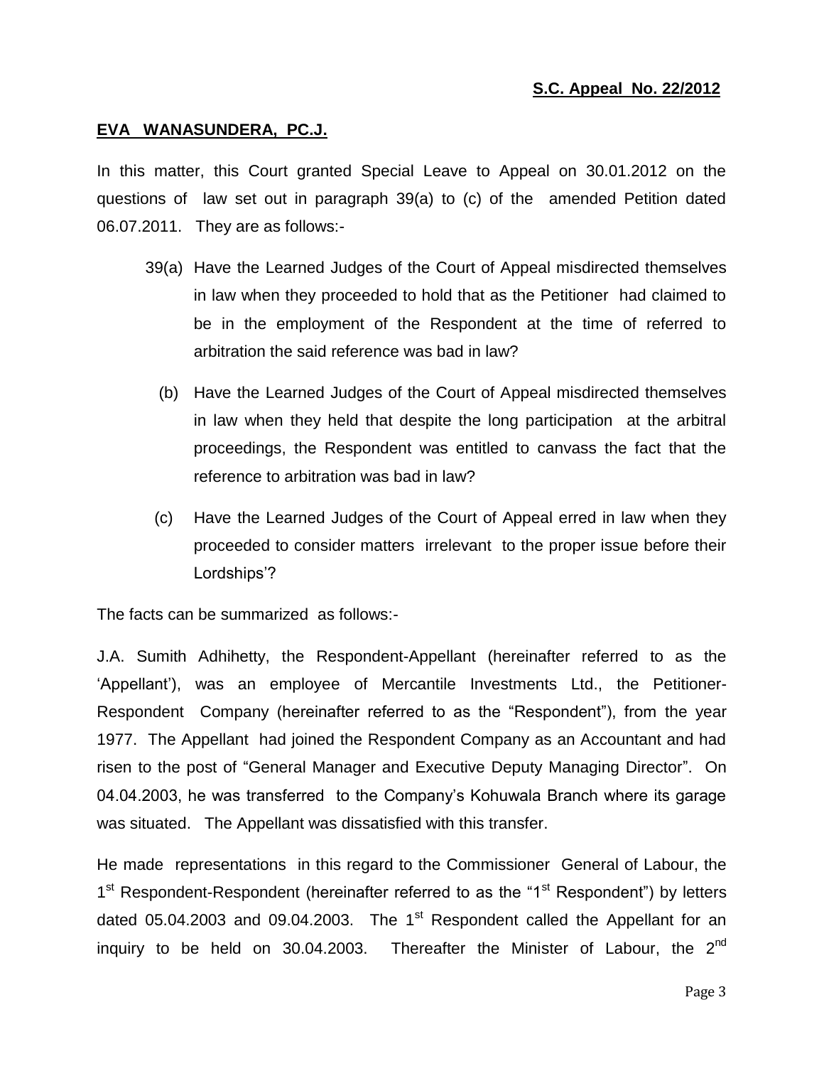**S.C. Appeal No. 22/2012**

**EVA WANASUNDERA, PC.J.**

In this matter, this Court granted Special Leave to Appeal on 30.01.2012 on the questions of law set out in paragraph 39(a) to (c) of the amended Petition dated 06.07.2011. They are as follows:-

39(a) Have the Learned Judges of the Court of Appeal misdirected themselves in law when they proceeded to hold that as the Petitioner had claimed to be in the employment of the Respondent at the time of referred to arbitration the said reference was bad in law?

(b) Have the Learned Judges of the Court of Appeal misdirected themselves in law when they held that despite the long participation at the arbitral proceedings, the Respondent was entitled to canvass the fact that the reference to arbitration was bad in law?

(c) Have the Learned Judges of the Court of Appeal erred in law when they proceeded to consider matters irrelevant to the proper issue before their Lordships'?

The facts can be summarized as follows:-

J.A. Sumith Adhihetty, the Respondent-Appellant (hereinafter referred to as the 'Appellant'), was an employee of Mercantile Investments Ltd., the Petitioner-Respondent Company (hereinafter referred to as the "Respondent"), from the year 1977. The Appellant had joined the Respondent Company as an Accountant and had risen to the post of "General Manager and Executive Deputy Managing Director". On 04.04.2003, he was transferred to the Company's Kohuwala Branch where its garage was situated. The Appellant was dissatisfied with this transfer.

He made representations in this regard to the Commissioner General of Labour, the 1st Respondent-Respondent (hereinafter referred to as the "1st Respondent") by letters dated 05.04.2003 and 09.04.2003. The 1st Respondent called the Appellant for an inquiry to be held on 30.04.2003. Thereafter the Minister of Labour, the 2nd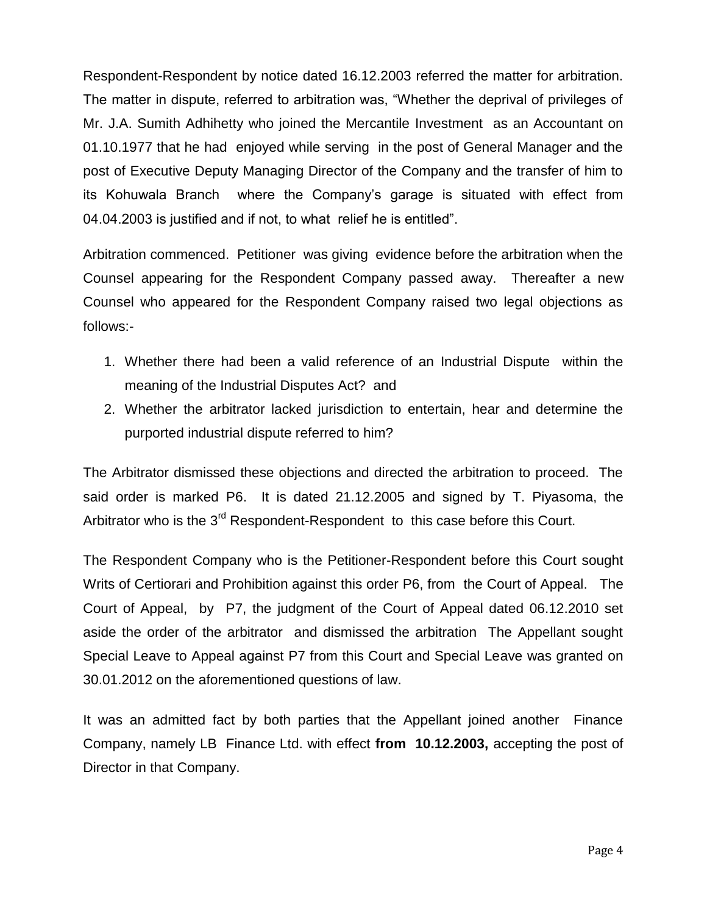Respondent-Respondent by notice dated 16.12.2003 referred the matter for arbitration. The matter in dispute, referred to arbitration was, "Whether the deprival of privileges of Mr. J.A. Sumith Adhihetty who joined the Mercantile Investment as an Accountant on 01.10.1977 that he had enjoyed while serving in the post of General Manager and the post of Executive Deputy Managing Director of the Company and the transfer of him to its Kohuwala Branch where the Company's garage is situated with effect from 04.04.2003 is justified and if not, to what relief he is entitled".

Arbitration commenced. Petitioner was giving evidence before the arbitration when the Counsel appearing for the Respondent Company passed away. Thereafter a new Counsel who appeared for the Respondent Company raised two legal objections as follows:-

1. Whether there had been a valid reference of an Industrial Dispute within the meaning of the Industrial Disputes Act? and
2. Whether the arbitrator lacked jurisdiction to entertain, hear and determine the purported industrial dispute referred to him?

The Arbitrator dismissed these objections and directed the arbitration to proceed. The said order is marked P6. It is dated 21.12.2005 and signed by T. Piyasoma, the Arbitrator who is the 3rd Respondent-Respondent to this case before this Court.

The Respondent Company who is the Petitioner-Respondent before this Court sought Writs of Certiorari and Prohibition against this order P6, from the Court of Appeal. The Court of Appeal, by P7, the judgment of the Court of Appeal dated 06.12.2010 set aside the order of the arbitrator and dismissed the arbitration The Appellant sought Special Leave to Appeal against P7 from this Court and Special Leave was granted on 30.01.2012 on the aforementioned questions of law.

It was an admitted fact by both parties that the Appellant joined another Finance Company, namely LB Finance Ltd. with effect **from 10.12.2003,** accepting the post of Director in that Company.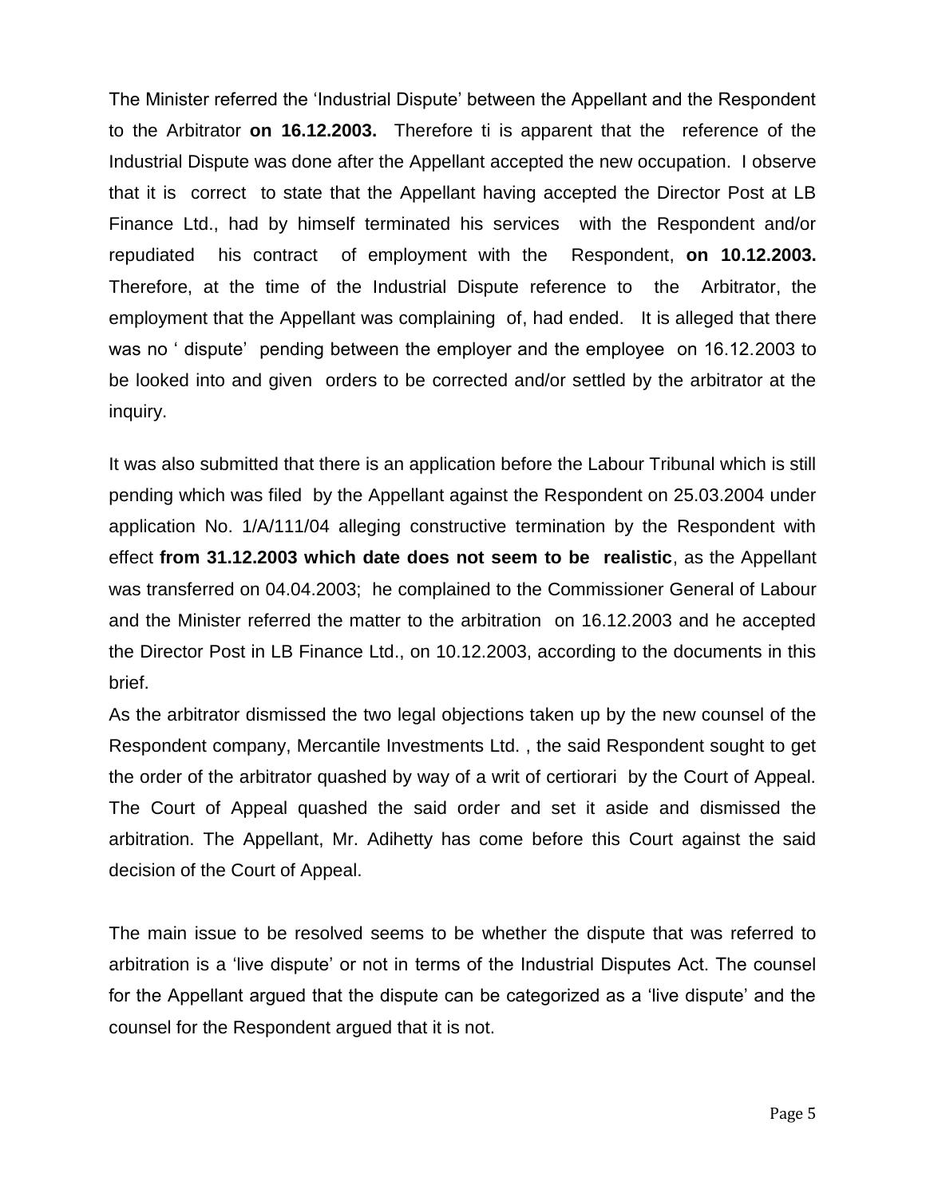The Minister referred the 'Industrial Dispute' between the Appellant and the Respondent to the Arbitrator **on 16.12.2003.** Therefore ti is apparent that the reference of the Industrial Dispute was done after the Appellant accepted the new occupation. I observe that it is correct to state that the Appellant having accepted the Director Post at LB Finance Ltd., had by himself terminated his services with the Respondent and/or repudiated his contract of employment with the Respondent, **on 10.12.2003.** Therefore, at the time of the Industrial Dispute reference to the Arbitrator, the employment that the Appellant was complaining of, had ended. It is alleged that there was no ' dispute' pending between the employer and the employee on 16.12.2003 to be looked into and given orders to be corrected and/or settled by the arbitrator at the inquiry.

It was also submitted that there is an application before the Labour Tribunal which is still pending which was filed by the Appellant against the Respondent on 25.03.2004 under application No. 1/A/111/04 alleging constructive termination by the Respondent with effect **from 31.12.2003 which date does not seem to be realistic**, as the Appellant was transferred on 04.04.2003; he complained to the Commissioner General of Labour and the Minister referred the matter to the arbitration on 16.12.2003 and he accepted the Director Post in LB Finance Ltd., on 10.12.2003, according to the documents in this brief.

As the arbitrator dismissed the two legal objections taken up by the new counsel of the Respondent company, Mercantile Investments Ltd. , the said Respondent sought to get the order of the arbitrator quashed by way of a writ of certiorari by the Court of Appeal. The Court of Appeal quashed the said order and set it aside and dismissed the arbitration. The Appellant, Mr. Adihetty has come before this Court against the said decision of the Court of Appeal.

The main issue to be resolved seems to be whether the dispute that was referred to arbitration is a 'live dispute' or not in terms of the Industrial Disputes Act. The counsel for the Appellant argued that the dispute can be categorized as a 'live dispute' and the counsel for the Respondent argued that it is not.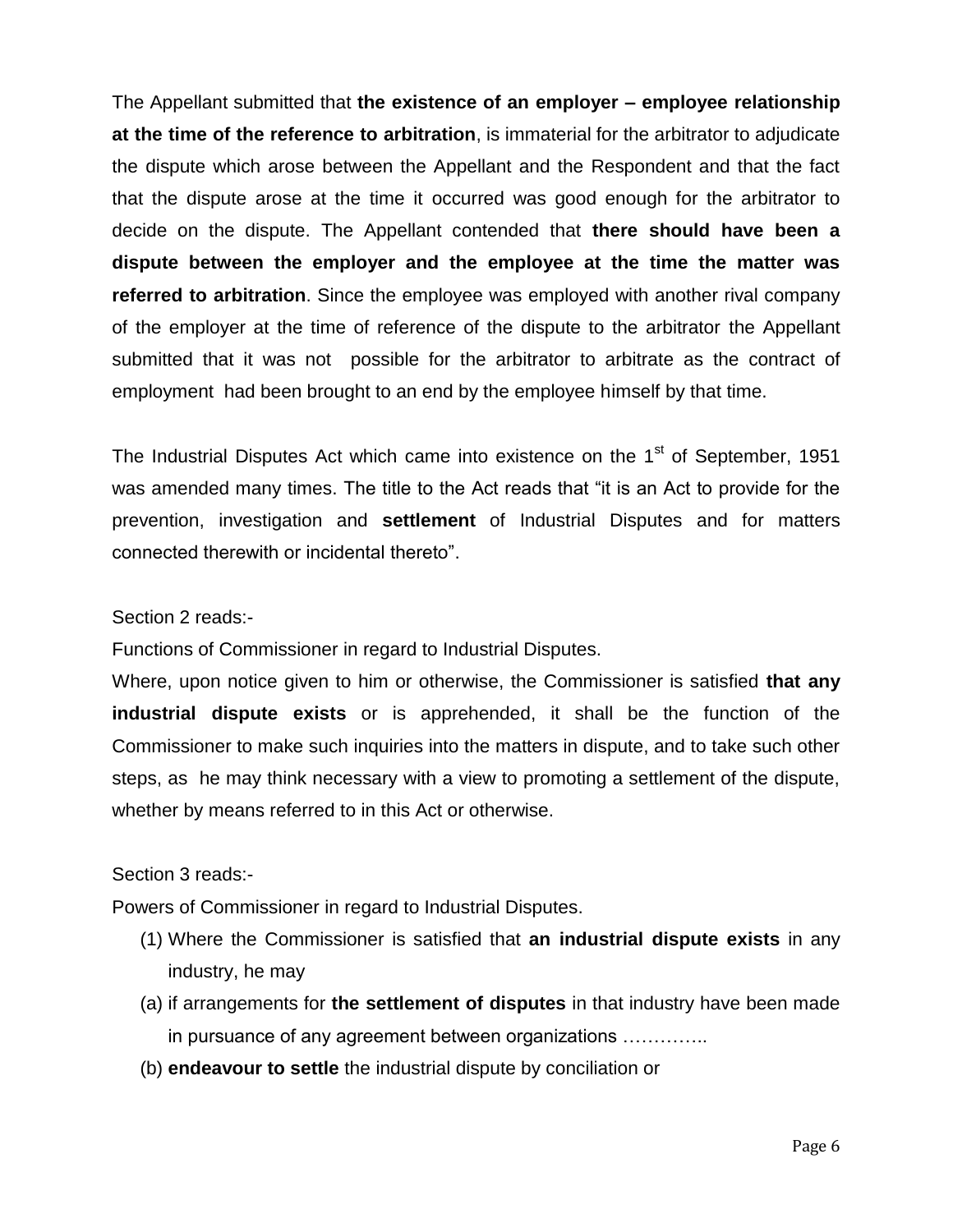The Appellant submitted that **the existence of an employer – employee relationship at the time of the reference to arbitration**, is immaterial for the arbitrator to adjudicate the dispute which arose between the Appellant and the Respondent and that the fact that the dispute arose at the time it occurred was good enough for the arbitrator to decide on the dispute. The Appellant contended that **there should have been a dispute between the employer and the employee at the time the matter was referred to arbitration**. Since the employee was employed with another rival company of the employer at the time of reference of the dispute to the arbitrator the Appellant submitted that it was not possible for the arbitrator to arbitrate as the contract of employment had been brought to an end by the employee himself by that time.

The Industrial Disputes Act which came into existence on the 1st of September, 1951 was amended many times. The title to the Act reads that "it is an Act to provide for the prevention, investigation and **settlement** of Industrial Disputes and for matters connected therewith or incidental thereto".

Section 2 reads:-

Functions of Commissioner in regard to Industrial Disputes.

Where, upon notice given to him or otherwise, the Commissioner is satisfied **that any industrial dispute exists** or is apprehended, it shall be the function of the Commissioner to make such inquiries into the matters in dispute, and to take such other steps, as he may think necessary with a view to promoting a settlement of the dispute, whether by means referred to in this Act or otherwise.

Section 3 reads:-

Powers of Commissioner in regard to Industrial Disputes.

(1) Where the Commissioner is satisfied that **an industrial dispute exists** in any industry, he may

(a) if arrangements for **the settlement of disputes** in that industry have been made in pursuance of any agreement between organizations …………..

(b) **endeavour to settle** the industrial dispute by conciliation or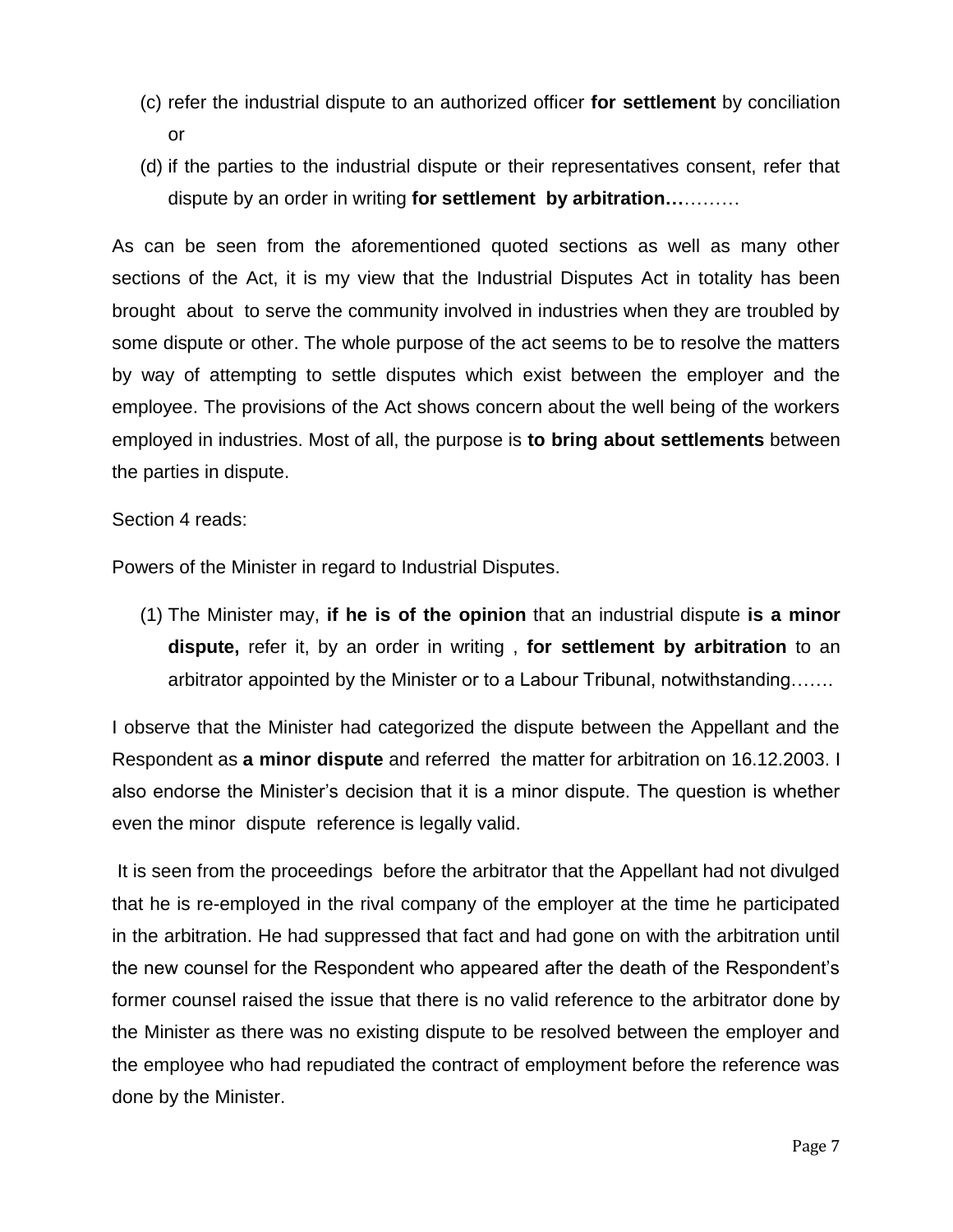(c) refer the industrial dispute to an authorized officer **for settlement** by conciliation or

(d) if the parties to the industrial dispute or their representatives consent, refer that dispute by an order in writing **for settlement by arbitration…**………

As can be seen from the aforementioned quoted sections as well as many other sections of the Act, it is my view that the Industrial Disputes Act in totality has been brought about to serve the community involved in industries when they are troubled by some dispute or other. The whole purpose of the act seems to be to resolve the matters by way of attempting to settle disputes which exist between the employer and the employee. The provisions of the Act shows concern about the well being of the workers employed in industries. Most of all, the purpose is **to bring about settlements** between the parties in dispute.

Section 4 reads:

Powers of the Minister in regard to Industrial Disputes.

(1) The Minister may, **if he is of the opinion** that an industrial dispute **is a minor dispute,** refer it, by an order in writing , **for settlement by arbitration** to an arbitrator appointed by the Minister or to a Labour Tribunal, notwithstanding…….

I observe that the Minister had categorized the dispute between the Appellant and the Respondent as **a minor dispute** and referred the matter for arbitration on 16.12.2003. I also endorse the Minister's decision that it is a minor dispute. The question is whether even the minor dispute reference is legally valid.

It is seen from the proceedings before the arbitrator that the Appellant had not divulged that he is re-employed in the rival company of the employer at the time he participated in the arbitration. He had suppressed that fact and had gone on with the arbitration until the new counsel for the Respondent who appeared after the death of the Respondent's former counsel raised the issue that there is no valid reference to the arbitrator done by the Minister as there was no existing dispute to be resolved between the employer and the employee who had repudiated the contract of employment before the reference was done by the Minister.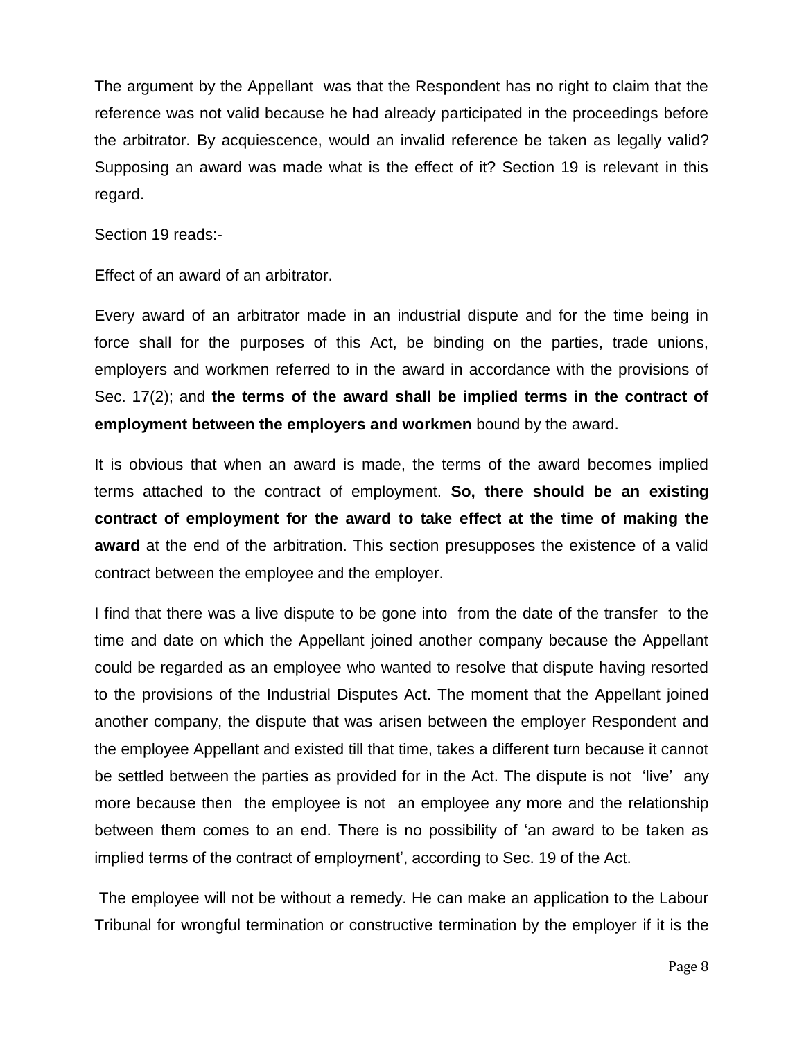The argument by the Appellant was that the Respondent has no right to claim that the reference was not valid because he had already participated in the proceedings before the arbitrator. By acquiescence, would an invalid reference be taken as legally valid? Supposing an award was made what is the effect of it? Section 19 is relevant in this regard.

Section 19 reads:-

Effect of an award of an arbitrator.

Every award of an arbitrator made in an industrial dispute and for the time being in force shall for the purposes of this Act, be binding on the parties, trade unions, employers and workmen referred to in the award in accordance with the provisions of Sec. 17(2); and **the terms of the award shall be implied terms in the contract of employment between the employers and workmen** bound by the award.

It is obvious that when an award is made, the terms of the award becomes implied terms attached to the contract of employment. **So, there should be an existing contract of employment for the award to take effect at the time of making the award** at the end of the arbitration. This section presupposes the existence of a valid contract between the employee and the employer.

I find that there was a live dispute to be gone into from the date of the transfer to the time and date on which the Appellant joined another company because the Appellant could be regarded as an employee who wanted to resolve that dispute having resorted to the provisions of the Industrial Disputes Act. The moment that the Appellant joined another company, the dispute that was arisen between the employer Respondent and the employee Appellant and existed till that time, takes a different turn because it cannot be settled between the parties as provided for in the Act. The dispute is not 'live' any more because then the employee is not an employee any more and the relationship between them comes to an end. There is no possibility of 'an award to be taken as implied terms of the contract of employment', according to Sec. 19 of the Act.

The employee will not be without a remedy. He can make an application to the Labour Tribunal for wrongful termination or constructive termination by the employer if it is the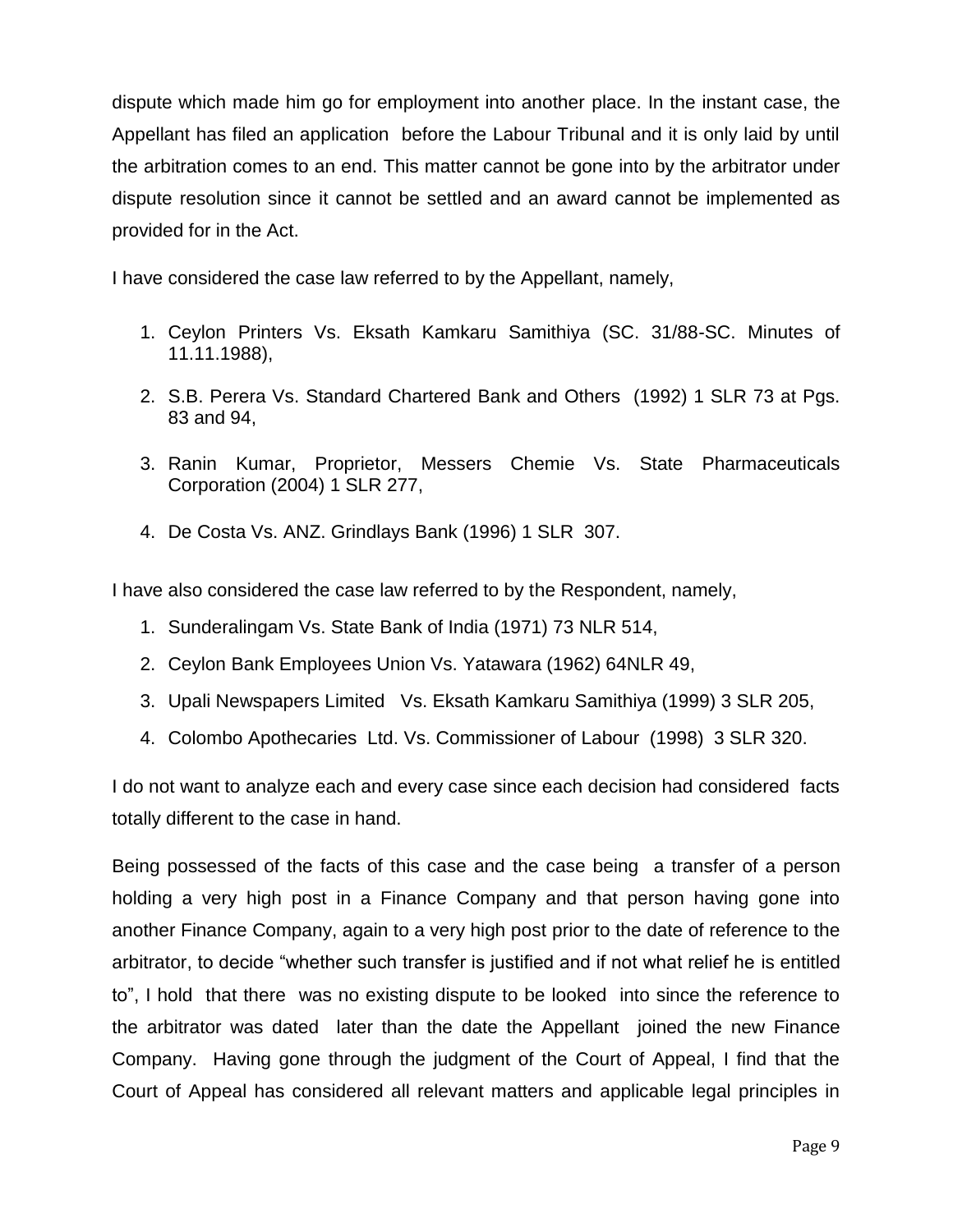dispute which made him go for employment into another place. In the instant case, the Appellant has filed an application before the Labour Tribunal and it is only laid by until the arbitration comes to an end. This matter cannot be gone into by the arbitrator under dispute resolution since it cannot be settled and an award cannot be implemented as provided for in the Act.

I have considered the case law referred to by the Appellant, namely,

1. Ceylon Printers Vs. Eksath Kamkaru Samithiya (SC. 31/88-SC. Minutes of 11.11.1988),
2. S.B. Perera Vs. Standard Chartered Bank and Others (1992) 1 SLR 73 at Pgs. 83 and 94,
3. Ranin Kumar, Proprietor, Messers Chemie Vs. State Pharmaceuticals Corporation (2004) 1 SLR 277,
4. De Costa Vs. ANZ. Grindlays Bank (1996) 1 SLR 307.

I have also considered the case law referred to by the Respondent, namely,

1. Sunderalingam Vs. State Bank of India (1971) 73 NLR 514,
2. Ceylon Bank Employees Union Vs. Yatawara (1962) 64NLR 49,
3. Upali Newspapers Limited Vs. Eksath Kamkaru Samithiya (1999) 3 SLR 205,
4. Colombo Apothecaries Ltd. Vs. Commissioner of Labour (1998) 3 SLR 320.

I do not want to analyze each and every case since each decision had considered facts totally different to the case in hand.

Being possessed of the facts of this case and the case being a transfer of a person holding a very high post in a Finance Company and that person having gone into another Finance Company, again to a very high post prior to the date of reference to the arbitrator, to decide "whether such transfer is justified and if not what relief he is entitled to", I hold that there was no existing dispute to be looked into since the reference to the arbitrator was dated later than the date the Appellant joined the new Finance Company. Having gone through the judgment of the Court of Appeal, I find that the Court of Appeal has considered all relevant matters and applicable legal principles in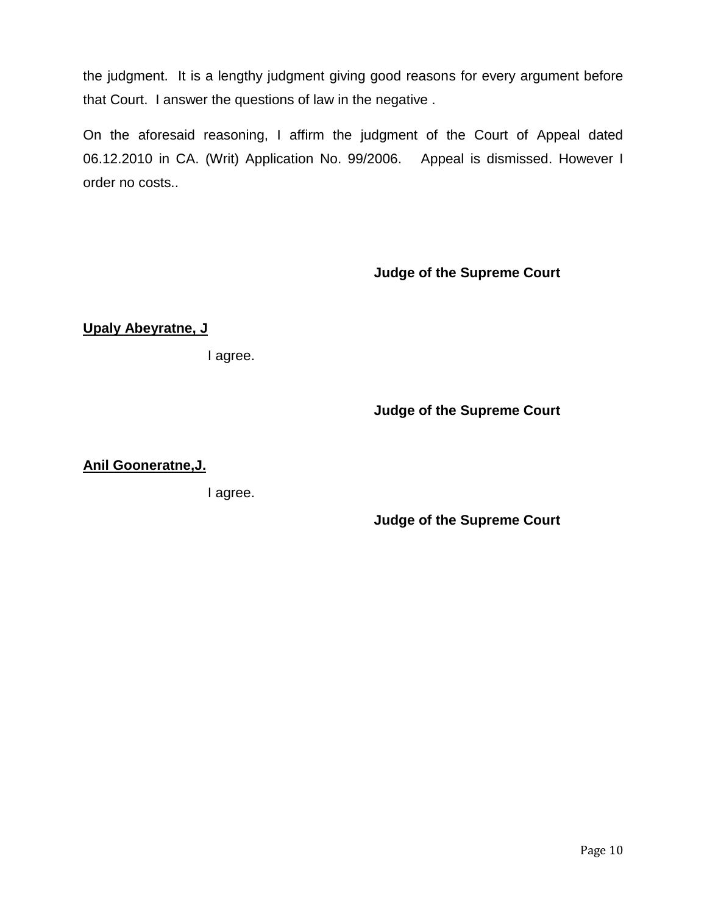the judgment. It is a lengthy judgment giving good reasons for every argument before that Court. I answer the questions of law in the negative .

On the aforesaid reasoning, I affirm the judgment of the Court of Appeal dated 06.12.2010 in CA. (Writ) Application No. 99/2006. Appeal is dismissed. However I order no costs..

**Judge of the Supreme Court**

**<u>Upaly Abeyratne, J</u>**

I agree.

**Judge of the Supreme Court**

**<u>Anil Gooneratne,J.</u>**

I agree.

**Judge of the Supreme Court**